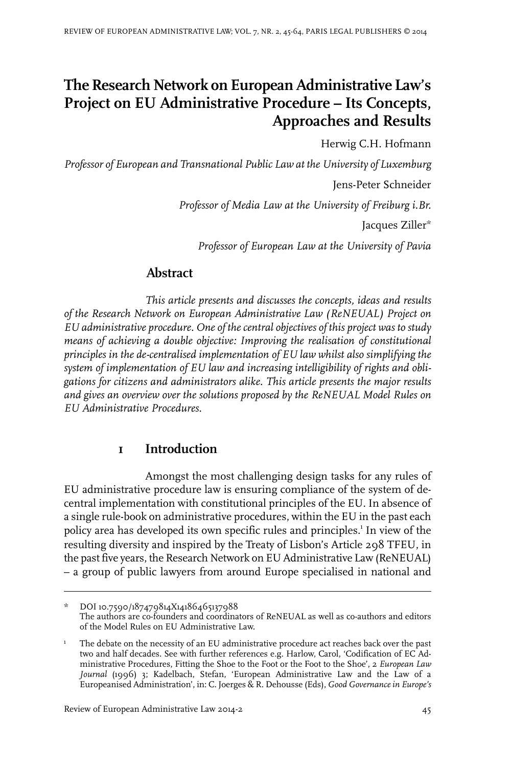# The Research Network on European Administrative Law's Project on EU Administrative Procedure – Its Concepts, Approaches and Results

Herwig C.H. Hofmann

*Professor of European and Transnational Public Law at the University of Luxemburg*

Jens-Peter Schneider

*Professor of Media Law at the University of Freiburg i.Br.*

Jacques Ziller*

*Professor of European Law at the University of Pavia*

## Abstract

*This article presents and discusses the concepts, ideas and results of the Research Network on European Administrative Law (ReNEUAL) Project on EU administrative procedure. One of the central objectives of this project was to study means of achieving a double objective: Improving the realisation of constitutional principles in the de-centralised implementation of EU law whilst also simplifying the system of implementation of EU law and increasing intelligibility of rights and obligations for citizens and administrators alike. This article presents the major results and gives an overview over the solutions proposed by the ReNEUAL Model Rules on EU Administrative Procedures.*

## 1 Introduction

Amongst the most challenging design tasks for any rules of EU administrative procedure law is ensuring compliance of the system of de-central implementation with constitutional principles of the EU. In absence of a single rule-book on administrative procedures, within the EU in the past each policy area has developed its own specific rules and principles.[1] In view of the resulting diversity and inspired by the Treaty of Lisbon's Article 298 TFEU, in the past five years, the Research Network on EU Administrative Law (ReNEUAL) – a group of public lawyers from around Europe specialised in national and

---

\* DOI 10.7590/187479814X14186465137988
The authors are co-founders and coordinators of ReNEUAL as well as co-authors and editors of the Model Rules on EU Administrative Law.

[1] The debate on the necessity of an EU administrative procedure act reaches back over the past two and half decades. See with further references e.g. Harlow, Carol, 'Codification of EC Administrative Procedures, Fitting the Shoe to the Foot or the Foot to the Shoe', 2 *European Law Journal* (1996) 3; Kadelbach, Stefan, 'European Administrative Law and the Law of a Europeanised Administration', in: C. Joerges & R. Dehousse (Eds), *Good Governance in Europe's*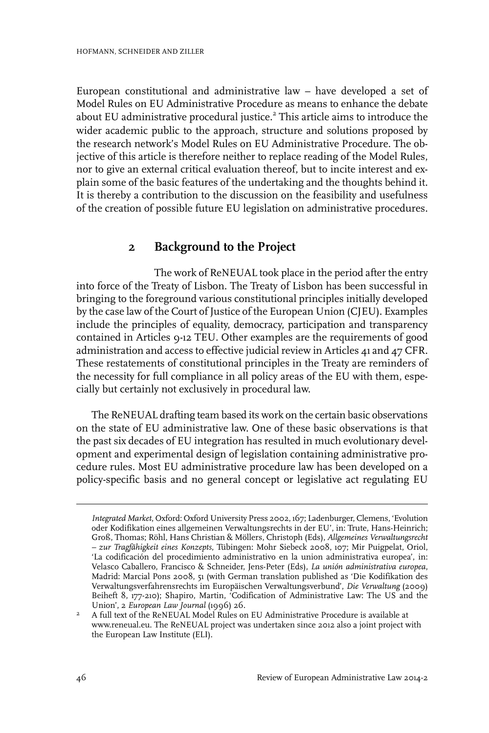European constitutional and administrative law – have developed a set of Model Rules on EU Administrative Procedure as means to enhance the debate about EU administrative procedural justice.[2] This article aims to introduce the wider academic public to the approach, structure and solutions proposed by the research network's Model Rules on EU Administrative Procedure. The objective of this article is therefore neither to replace reading of the Model Rules, nor to give an external critical evaluation thereof, but to incite interest and explain some of the basic features of the undertaking and the thoughts behind it. It is thereby a contribution to the discussion on the feasibility and usefulness of the creation of possible future EU legislation on administrative procedures.

## 2 Background to the Project

The work of ReNEUAL took place in the period after the entry into force of the Treaty of Lisbon. The Treaty of Lisbon has been successful in bringing to the foreground various constitutional principles initially developed by the case law of the Court of Justice of the European Union (CJEU). Examples include the principles of equality, democracy, participation and transparency contained in Articles 9-12 TEU. Other examples are the requirements of good administration and access to effective judicial review in Articles 41 and 47 CFR. These restatements of constitutional principles in the Treaty are reminders of the necessity for full compliance in all policy areas of the EU with them, especially but certainly not exclusively in procedural law.

The ReNEUAL drafting team based its work on the certain basic observations on the state of EU administrative law. One of these basic observations is that the past six decades of EU integration has resulted in much evolutionary development and experimental design of legislation containing administrative procedure rules. Most EU administrative procedure law has been developed on a policy-specific basis and no general concept or legislative act regulating EU

---

*Integrated Market*, Oxford: Oxford University Press 2002, 167; Ladenburger, Clemens, 'Evolution oder Kodifikation eines allgemeinen Verwaltungsrechts in der EU', in: Trute, Hans-Heinrich; Groß, Thomas; Röhl, Hans Christian & Möllers, Christoph (Eds), *Allgemeines Verwaltungsrecht – zur Tragfähigkeit eines Konzepts*, Tübingen: Mohr Siebeck 2008, 107; Mir Puigpelat, Oriol, 'La codificación del procedimiento administrativo en la union administrativa europea', in: Velasco Caballero, Francisco & Schneider, Jens-Peter (Eds), *La unión administrativa europea*, Madrid: Marcial Pons 2008, 51 (with German translation published as 'Die Kodifikation des Verwaltungsverfahrensrechts im Europäischen Verwaltungsverbund', *Die Verwaltung* (2009) Beiheft 8, 177-210); Shapiro, Martin, 'Codification of Administrative Law: The US and the Union', 2 *European Law Journal* (1996) 26.

[2] A full text of the ReNEUAL Model Rules on EU Administrative Procedure is available at www.reneual.eu. The ReNEUAL project was undertaken since 2012 also a joint project with the European Law Institute (ELI).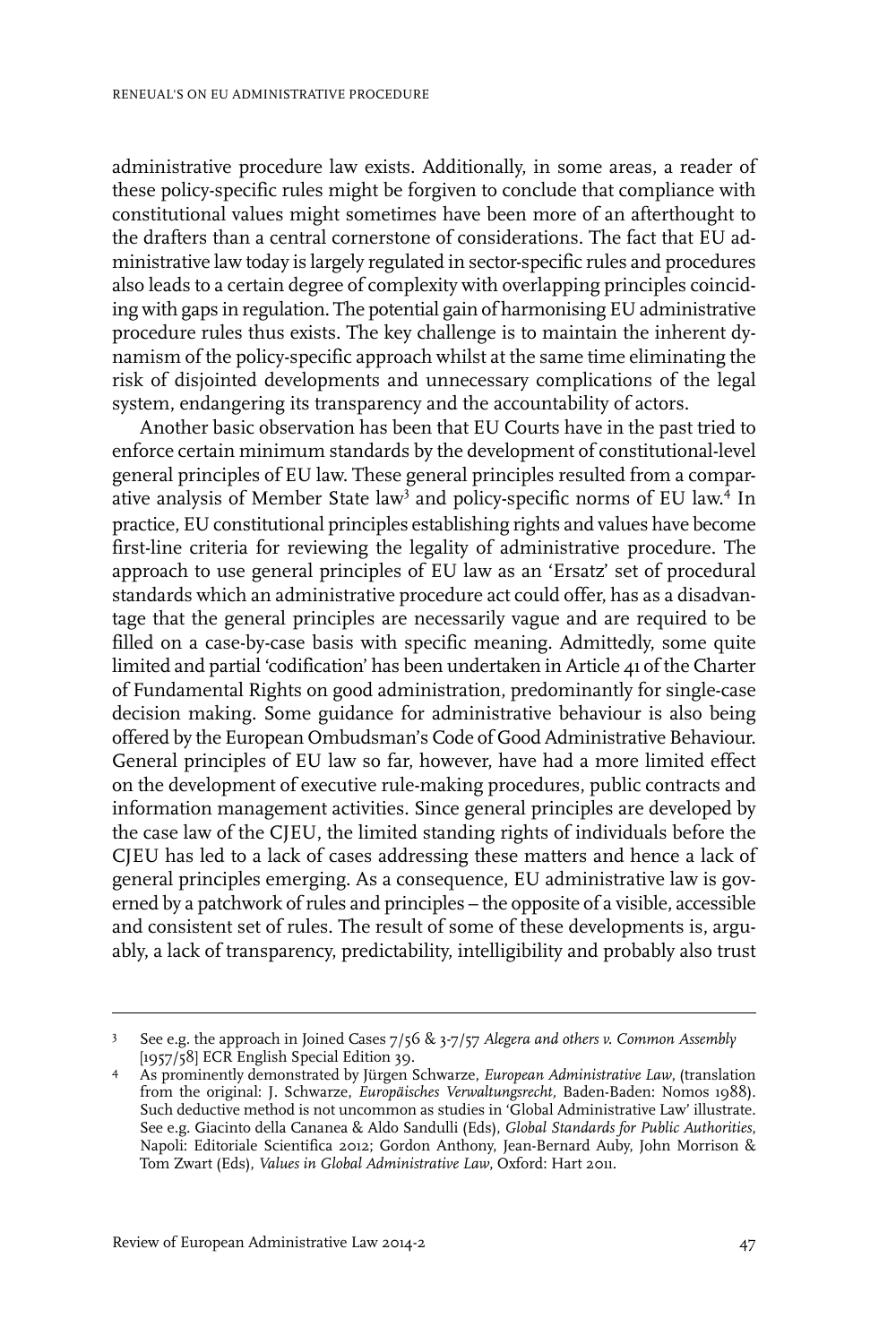administrative procedure law exists. Additionally, in some areas, a reader of these policy-specific rules might be forgiven to conclude that compliance with constitutional values might sometimes have been more of an afterthought to the drafters than a central cornerstone of considerations. The fact that EU administrative law today is largely regulated in sector-specific rules and procedures also leads to a certain degree of complexity with overlapping principles coinciding with gaps in regulation. The potential gain of harmonising EU administrative procedure rules thus exists. The key challenge is to maintain the inherent dynamism of the policy-specific approach whilst at the same time eliminating the risk of disjointed developments and unnecessary complications of the legal system, endangering its transparency and the accountability of actors.

Another basic observation has been that EU Courts have in the past tried to enforce certain minimum standards by the development of constitutional-level general principles of EU law. These general principles resulted from a comparative analysis of Member State law[3] and policy-specific norms of EU law.[4] In practice, EU constitutional principles establishing rights and values have become first-line criteria for reviewing the legality of administrative procedure. The approach to use general principles of EU law as an 'Ersatz' set of procedural standards which an administrative procedure act could offer, has as a disadvantage that the general principles are necessarily vague and are required to be filled on a case-by-case basis with specific meaning. Admittedly, some quite limited and partial 'codification' has been undertaken in Article 41 of the Charter of Fundamental Rights on good administration, predominantly for single-case decision making. Some guidance for administrative behaviour is also being offered by the European Ombudsman's Code of Good Administrative Behaviour. General principles of EU law so far, however, have had a more limited effect on the development of executive rule-making procedures, public contracts and information management activities. Since general principles are developed by the case law of the CJEU, the limited standing rights of individuals before the CJEU has led to a lack of cases addressing these matters and hence a lack of general principles emerging. As a consequence, EU administrative law is governed by a patchwork of rules and principles – the opposite of a visible, accessible and consistent set of rules. The result of some of these developments is, arguably, a lack of transparency, predictability, intelligibility and probably also trust

---

3 See e.g. the approach in Joined Cases 7/56 & 3-7/57 *Alegera and others v. Common Assembly* [1957/58] ECR English Special Edition 39.

4 As prominently demonstrated by Jürgen Schwarze, *European Administrative Law*, (translation from the original: J. Schwarze, *Europäisches Verwaltungsrecht*, Baden-Baden: Nomos 1988). Such deductive method is not uncommon as studies in 'Global Administrative Law' illustrate. See e.g. Giacinto della Cananea & Aldo Sandulli (Eds), *Global Standards for Public Authorities*, Napoli: Editoriale Scientifica 2012; Gordon Anthony, Jean-Bernard Auby, John Morrison & Tom Zwart (Eds), *Values in Global Administrative Law*, Oxford: Hart 2011.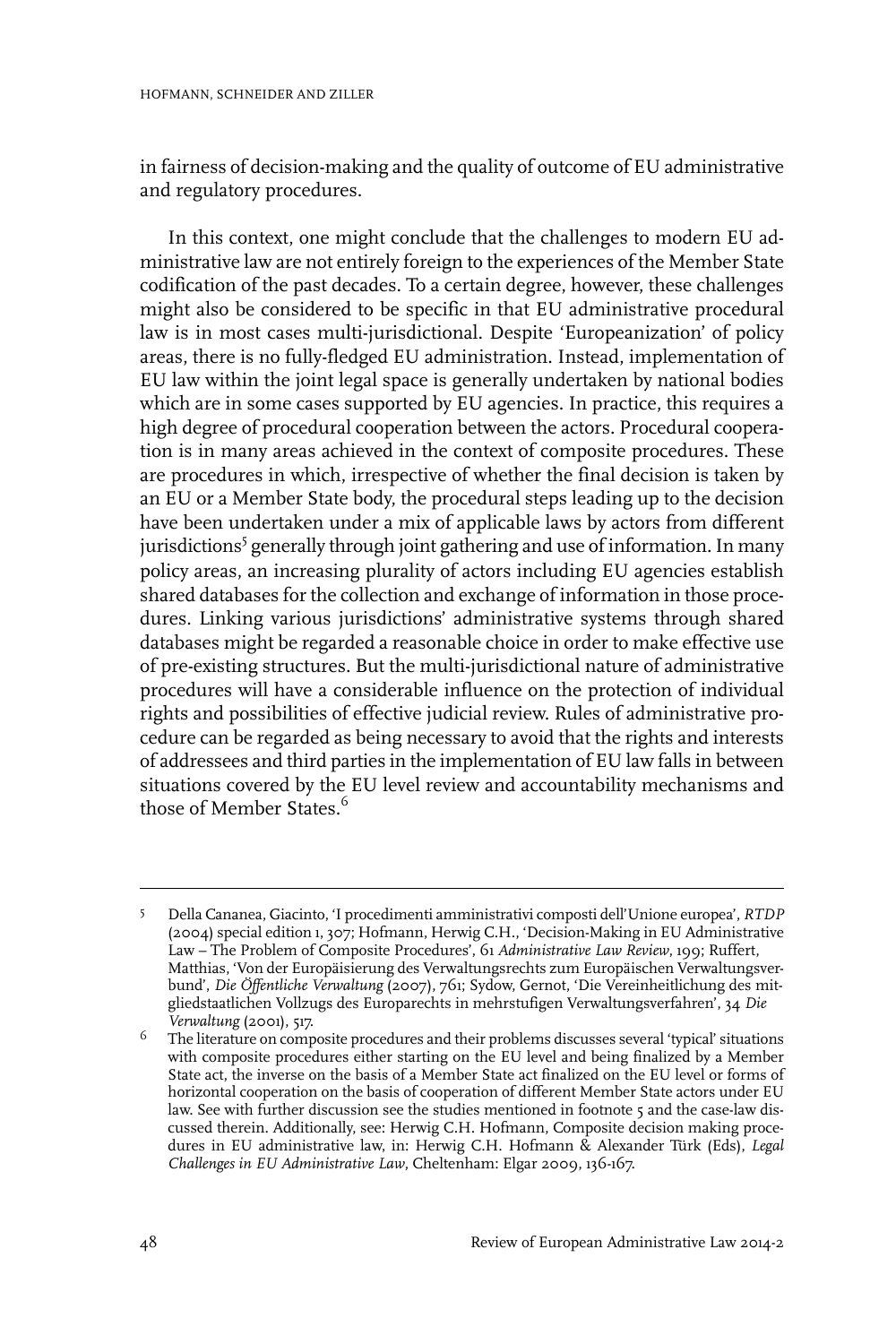in fairness of decision-making and the quality of outcome of EU administrative and regulatory procedures.

In this context, one might conclude that the challenges to modern EU administrative law are not entirely foreign to the experiences of the Member State codification of the past decades. To a certain degree, however, these challenges might also be considered to be specific in that EU administrative procedural law is in most cases multi-jurisdictional. Despite 'Europeanization' of policy areas, there is no fully-fledged EU administration. Instead, implementation of EU law within the joint legal space is generally undertaken by national bodies which are in some cases supported by EU agencies. In practice, this requires a high degree of procedural cooperation between the actors. Procedural cooperation is in many areas achieved in the context of composite procedures. These are procedures in which, irrespective of whether the final decision is taken by an EU or a Member State body, the procedural steps leading up to the decision have been undertaken under a mix of applicable laws by actors from different jurisdictions[5] generally through joint gathering and use of information. In many policy areas, an increasing plurality of actors including EU agencies establish shared databases for the collection and exchange of information in those procedures. Linking various jurisdictions' administrative systems through shared databases might be regarded a reasonable choice in order to make effective use of pre-existing structures. But the multi-jurisdictional nature of administrative procedures will have a considerable influence on the protection of individual rights and possibilities of effective judicial review. Rules of administrative procedure can be regarded as being necessary to avoid that the rights and interests of addressees and third parties in the implementation of EU law falls in between situations covered by the EU level review and accountability mechanisms and those of Member States.[6]

---

[5] Della Cananea, Giacinto, 'I procedimenti amministrativi composti dell'Unione europea', *RTDP* (2004) special edition 1, 307; Hofmann, Herwig C.H., 'Decision-Making in EU Administrative Law – The Problem of Composite Procedures', 61 *Administrative Law Review*, 199; Ruffert, Matthias, 'Von der Europäisierung des Verwaltungsrechts zum Europäischen Verwaltungsverbund', *Die Öffentliche Verwaltung* (2007), 761; Sydow, Gernot, 'Die Vereinheitlichung des mitgliedstaatlichen Vollzugs des Europarechts in mehrstufigen Verwaltungsverfahren', 34 *Die Verwaltung* (2001), 517.

[6] The literature on composite procedures and their problems discusses several 'typical' situations with composite procedures either starting on the EU level and being finalized by a Member State act, the inverse on the basis of a Member State act finalized on the EU level or forms of horizontal cooperation on the basis of cooperation of different Member State actors under EU law. See with further discussion see the studies mentioned in footnote 5 and the case-law discussed therein. Additionally, see: Herwig C.H. Hofmann, Composite decision making procedures in EU administrative law, in: Herwig C.H. Hofmann & Alexander Türk (Eds), *Legal Challenges in EU Administrative Law*, Cheltenham: Elgar 2009, 136-167.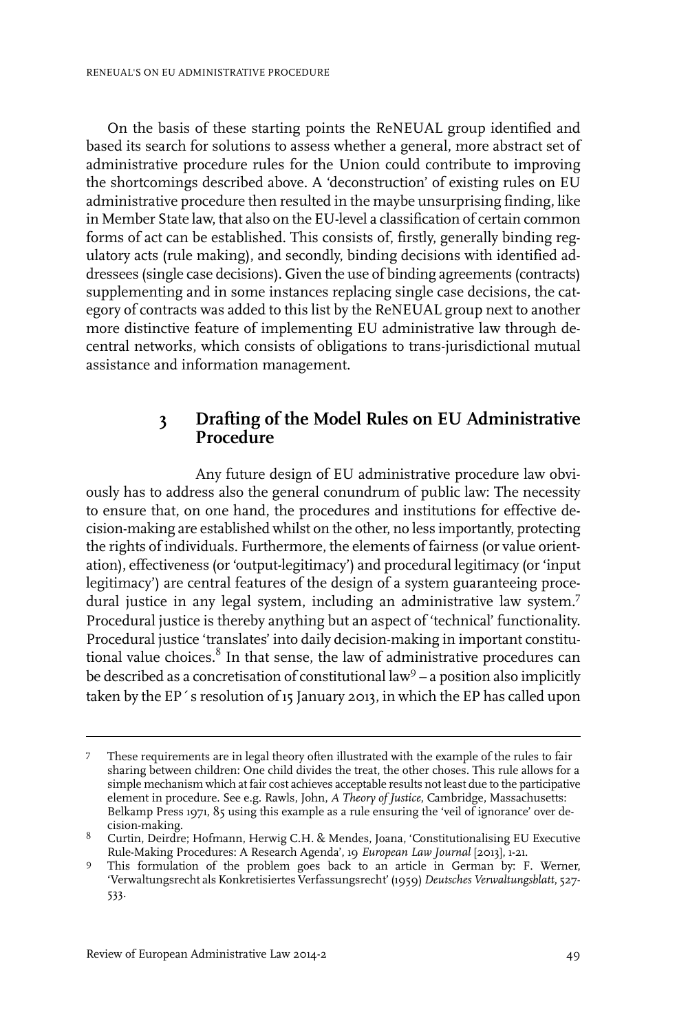On the basis of these starting points the ReNEUAL group identified and based its search for solutions to assess whether a general, more abstract set of administrative procedure rules for the Union could contribute to improving the shortcomings described above. A 'deconstruction' of existing rules on EU administrative procedure then resulted in the maybe unsurprising finding, like in Member State law, that also on the EU-level a classification of certain common forms of act can be established. This consists of, firstly, generally binding regulatory acts (rule making), and secondly, binding decisions with identified addressees (single case decisions). Given the use of binding agreements (contracts) supplementing and in some instances replacing single case decisions, the category of contracts was added to this list by the ReNEUAL group next to another more distinctive feature of implementing EU administrative law through decentral networks, which consists of obligations to trans-jurisdictional mutual assistance and information management.

## 3 Drafting of the Model Rules on EU Administrative Procedure

Any future design of EU administrative procedure law obviously has to address also the general conundrum of public law: The necessity to ensure that, on one hand, the procedures and institutions for effective decision-making are established whilst on the other, no less importantly, protecting the rights of individuals. Furthermore, the elements of fairness (or value orientation), effectiveness (or 'output-legitimacy') and procedural legitimacy (or 'input legitimacy') are central features of the design of a system guaranteeing procedural justice in any legal system, including an administrative law system.[7] Procedural justice is thereby anything but an aspect of 'technical' functionality. Procedural justice 'translates' into daily decision-making in important constitutional value choices.[8] In that sense, the law of administrative procedures can be described as a concretisation of constitutional law[9] – a position also implicitly taken by the EP´s resolution of 15 January 2013, in which the EP has called upon

---

7 These requirements are in legal theory often illustrated with the example of the rules to fair sharing between children: One child divides the treat, the other choses. This rule allows for a simple mechanism which at fair cost achieves acceptable results not least due to the participative element in procedure. See e.g. Rawls, John, *A Theory of Justice*, Cambridge, Massachusetts: Belkamp Press 1971, 85 using this example as a rule ensuring the 'veil of ignorance' over decision-making.

8 Curtin, Deirdre; Hofmann, Herwig C.H. & Mendes, Joana, 'Constitutionalising EU Executive Rule-Making Procedures: A Research Agenda', 19 *European Law Journal* [2013], 1-21.

9 This formulation of the problem goes back to an article in German by: F. Werner, 'Verwaltungsrecht als Konkretisiertes Verfassungsrecht' (1959) *Deutsches Verwaltungsblatt*, 527-533.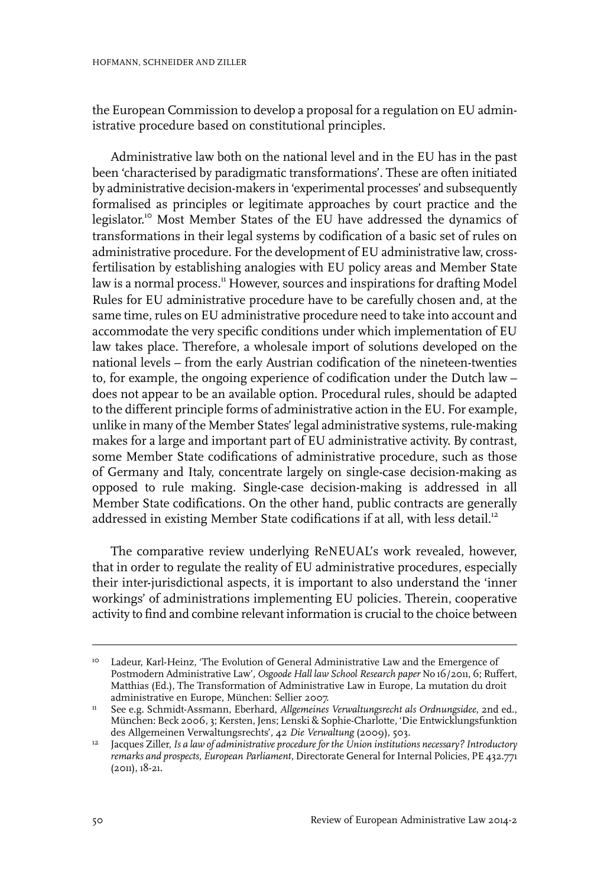the European Commission to develop a proposal for a regulation on EU administrative procedure based on constitutional principles.

Administrative law both on the national level and in the EU has in the past been 'characterised by paradigmatic transformations'. These are often initiated by administrative decision-makers in 'experimental processes' and subsequently formalised as principles or legitimate approaches by court practice and the legislator.[10] Most Member States of the EU have addressed the dynamics of transformations in their legal systems by codification of a basic set of rules on administrative procedure. For the development of EU administrative law, cross-fertilisation by establishing analogies with EU policy areas and Member State law is a normal process.[11] However, sources and inspirations for drafting Model Rules for EU administrative procedure have to be carefully chosen and, at the same time, rules on EU administrative procedure need to take into account and accommodate the very specific conditions under which implementation of EU law takes place. Therefore, a wholesale import of solutions developed on the national levels – from the early Austrian codification of the nineteen-twenties to, for example, the ongoing experience of codification under the Dutch law – does not appear to be an available option. Procedural rules, should be adapted to the different principle forms of administrative action in the EU. For example, unlike in many of the Member States' legal administrative systems, rule-making makes for a large and important part of EU administrative activity. By contrast, some Member State codifications of administrative procedure, such as those of Germany and Italy, concentrate largely on single-case decision-making as opposed to rule making. Single-case decision-making is addressed in all Member State codifications. On the other hand, public contracts are generally addressed in existing Member State codifications if at all, with less detail.[12]

The comparative review underlying ReNEUAL's work revealed, however, that in order to regulate the reality of EU administrative procedures, especially their inter-jurisdictional aspects, it is important to also understand the 'inner workings' of administrations implementing EU policies. Therein, cooperative activity to find and combine relevant information is crucial to the choice between

---

[10] Ladeur, Karl-Heinz, 'The Evolution of General Administrative Law and the Emergence of Postmodern Administrative Law', *Osgoode Hall law School Research paper* No 16/2011, 6; Ruffert, Matthias (Ed.), The Transformation of Administrative Law in Europe, La mutation du droit administrative en Europe, München: Sellier 2007.

[11] See e.g. Schmidt-Assmann, Eberhard, *Allgemeines Verwaltungsrecht als Ordnungsidee*, 2nd ed., München: Beck 2006, 3; Kersten, Jens; Lenski & Sophie-Charlotte, 'Die Entwicklungsfunktion des Allgemeinen Verwaltungsrechts', 42 *Die Verwaltung* (2009), 503.

[12] Jacques Ziller, *Is a law of administrative procedure for the Union institutions necessary? Introductory remarks and prospects, European Parliament*, Directorate General for Internal Policies, PE 432.771 (2011), 18-21.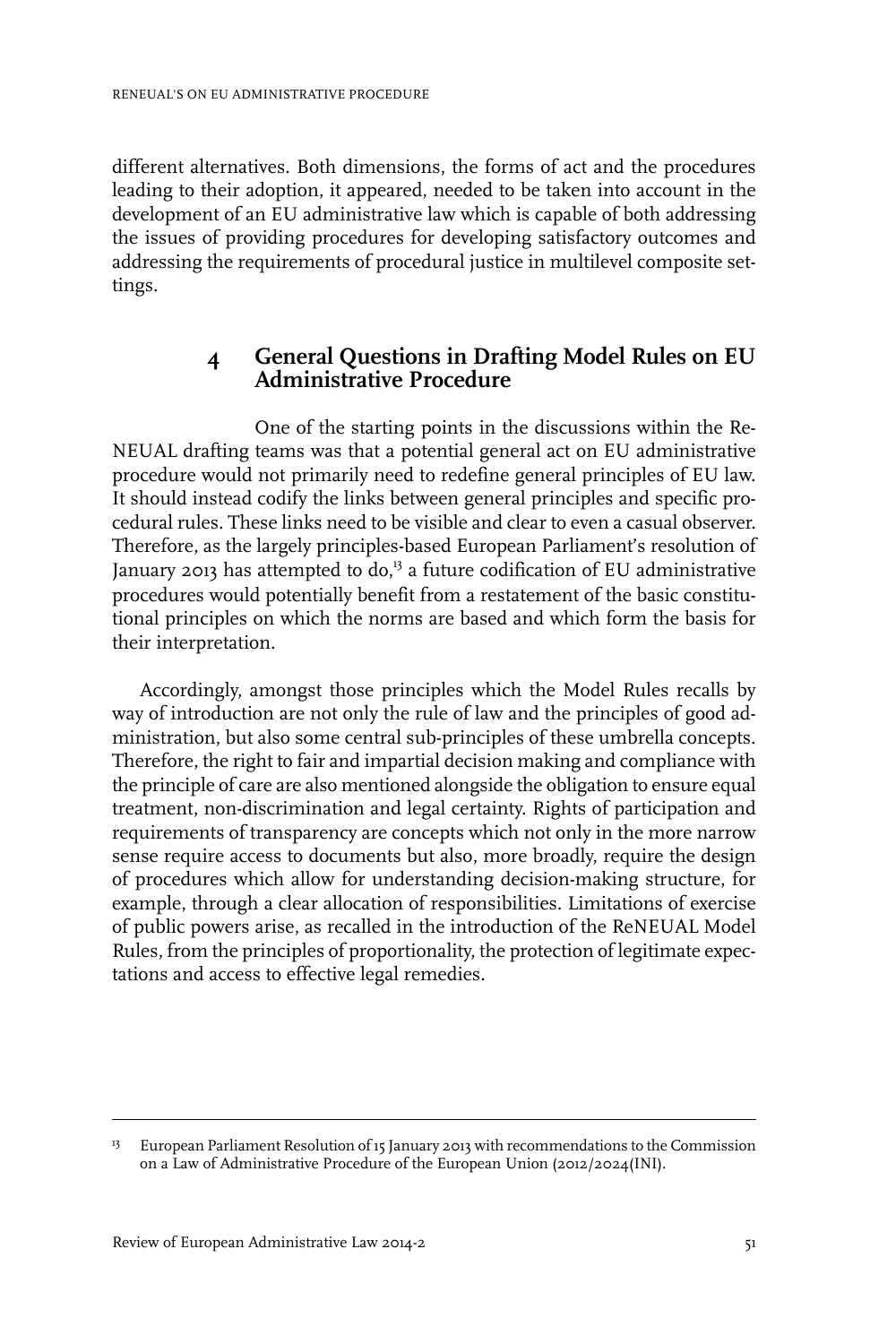different alternatives. Both dimensions, the forms of act and the procedures leading to their adoption, it appeared, needed to be taken into account in the development of an EU administrative law which is capable of both addressing the issues of providing procedures for developing satisfactory outcomes and addressing the requirements of procedural justice in multilevel composite settings.

## 4 General Questions in Drafting Model Rules on EU Administrative Procedure

One of the starting points in the discussions within the ReNEUAL drafting teams was that a potential general act on EU administrative procedure would not primarily need to redefine general principles of EU law. It should instead codify the links between general principles and specific procedural rules. These links need to be visible and clear to even a casual observer. Therefore, as the largely principles-based European Parliament's resolution of January 2013 has attempted to do,[13] a future codification of EU administrative procedures would potentially benefit from a restatement of the basic constitutional principles on which the norms are based and which form the basis for their interpretation.

Accordingly, amongst those principles which the Model Rules recalls by way of introduction are not only the rule of law and the principles of good administration, but also some central sub-principles of these umbrella concepts. Therefore, the right to fair and impartial decision making and compliance with the principle of care are also mentioned alongside the obligation to ensure equal treatment, non-discrimination and legal certainty. Rights of participation and requirements of transparency are concepts which not only in the more narrow sense require access to documents but also, more broadly, require the design of procedures which allow for understanding decision-making structure, for example, through a clear allocation of responsibilities. Limitations of exercise of public powers arise, as recalled in the introduction of the ReNEUAL Model Rules, from the principles of proportionality, the protection of legitimate expectations and access to effective legal remedies.

[13] European Parliament Resolution of 15 January 2013 with recommendations to the Commission on a Law of Administrative Procedure of the European Union (2012/2024(INI).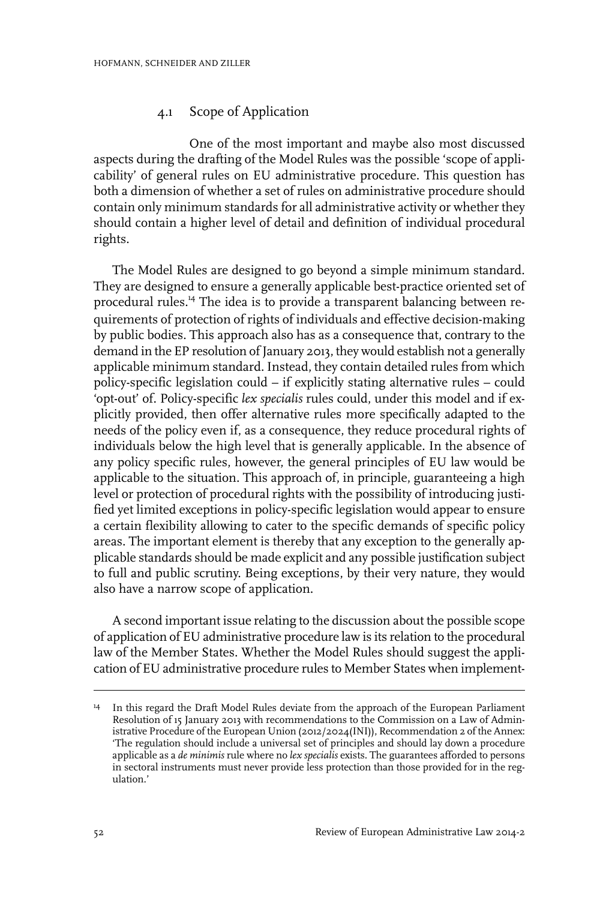### 4.1 Scope of Application

One of the most important and maybe also most discussed aspects during the drafting of the Model Rules was the possible 'scope of applicability' of general rules on EU administrative procedure. This question has both a dimension of whether a set of rules on administrative procedure should contain only minimum standards for all administrative activity or whether they should contain a higher level of detail and definition of individual procedural rights.

The Model Rules are designed to go beyond a simple minimum standard. They are designed to ensure a generally applicable best-practice oriented set of procedural rules.[14] The idea is to provide a transparent balancing between requirements of protection of rights of individuals and effective decision-making by public bodies. This approach also has as a consequence that, contrary to the demand in the EP resolution of January 2013, they would establish not a generally applicable minimum standard. Instead, they contain detailed rules from which policy-specific legislation could – if explicitly stating alternative rules – could 'opt-out' of. Policy-specific *lex specialis* rules could, under this model and if explicitly provided, then offer alternative rules more specifically adapted to the needs of the policy even if, as a consequence, they reduce procedural rights of individuals below the high level that is generally applicable. In the absence of any policy specific rules, however, the general principles of EU law would be applicable to the situation. This approach of, in principle, guaranteeing a high level or protection of procedural rights with the possibility of introducing justified yet limited exceptions in policy-specific legislation would appear to ensure a certain flexibility allowing to cater to the specific demands of specific policy areas. The important element is thereby that any exception to the generally applicable standards should be made explicit and any possible justification subject to full and public scrutiny. Being exceptions, by their very nature, they would also have a narrow scope of application.

A second important issue relating to the discussion about the possible scope of application of EU administrative procedure law is its relation to the procedural law of the Member States. Whether the Model Rules should suggest the application of EU administrative procedure rules to Member States when implement-

---

[14] In this regard the Draft Model Rules deviate from the approach of the European Parliament Resolution of 15 January 2013 with recommendations to the Commission on a Law of Administrative Procedure of the European Union (2012/2024(INI)), Recommendation 2 of the Annex: 'The regulation should include a universal set of principles and should lay down a procedure applicable as a *de minimis* rule where no *lex specialis* exists. The guarantees afforded to persons in sectoral instruments must never provide less protection than those provided for in the regulation.'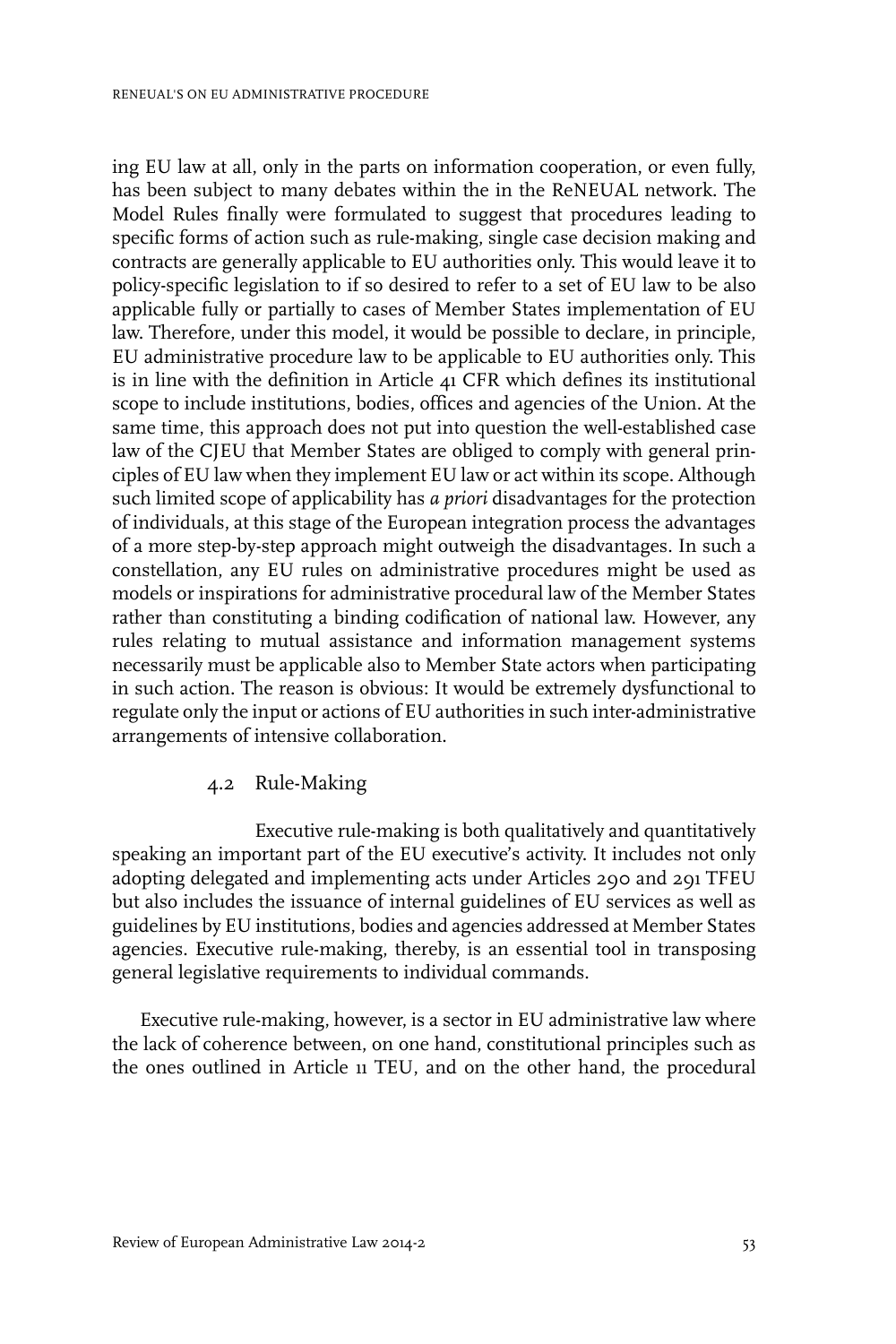ing EU law at all, only in the parts on information cooperation, or even fully, has been subject to many debates within the in the ReNEUAL network. The Model Rules finally were formulated to suggest that procedures leading to specific forms of action such as rule-making, single case decision making and contracts are generally applicable to EU authorities only. This would leave it to policy-specific legislation to if so desired to refer to a set of EU law to be also applicable fully or partially to cases of Member States implementation of EU law. Therefore, under this model, it would be possible to declare, in principle, EU administrative procedure law to be applicable to EU authorities only. This is in line with the definition in Article 41 CFR which defines its institutional scope to include institutions, bodies, offices and agencies of the Union. At the same time, this approach does not put into question the well-established case law of the CJEU that Member States are obliged to comply with general principles of EU law when they implement EU law or act within its scope. Although such limited scope of applicability has *a priori* disadvantages for the protection of individuals, at this stage of the European integration process the advantages of a more step-by-step approach might outweigh the disadvantages. In such a constellation, any EU rules on administrative procedures might be used as models or inspirations for administrative procedural law of the Member States rather than constituting a binding codification of national law. However, any rules relating to mutual assistance and information management systems necessarily must be applicable also to Member State actors when participating in such action. The reason is obvious: It would be extremely dysfunctional to regulate only the input or actions of EU authorities in such inter-administrative arrangements of intensive collaboration.

### 4.2 Rule-Making

Executive rule-making is both qualitatively and quantitatively speaking an important part of the EU executive's activity. It includes not only adopting delegated and implementing acts under Articles 290 and 291 TFEU but also includes the issuance of internal guidelines of EU services as well as guidelines by EU institutions, bodies and agencies addressed at Member States agencies. Executive rule-making, thereby, is an essential tool in transposing general legislative requirements to individual commands.

Executive rule-making, however, is a sector in EU administrative law where the lack of coherence between, on one hand, constitutional principles such as the ones outlined in Article 11 TEU, and on the other hand, the procedural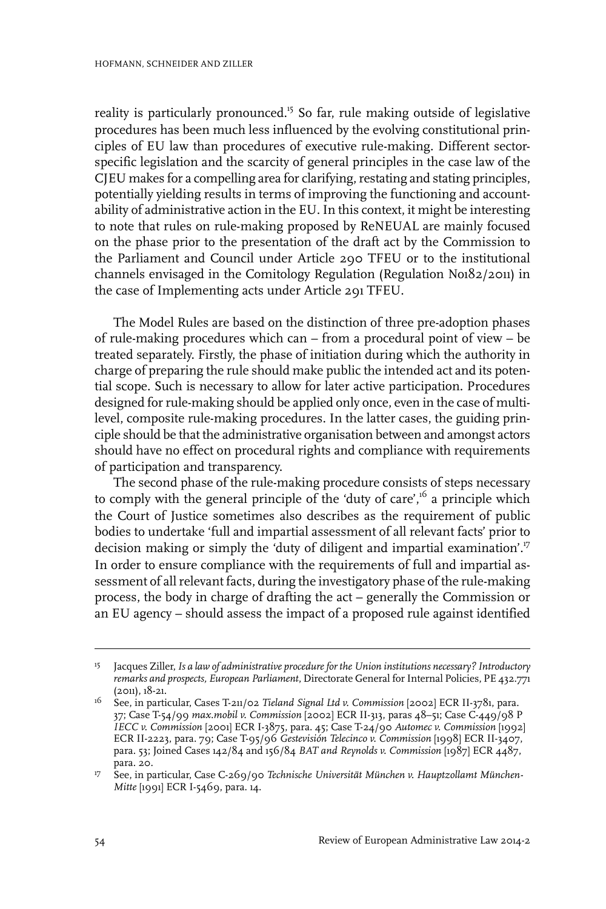reality is particularly pronounced.[15] So far, rule making outside of legislative procedures has been much less influenced by the evolving constitutional principles of EU law than procedures of executive rule-making. Different sector-specific legislation and the scarcity of general principles in the case law of the CJEU makes for a compelling area for clarifying, restating and stating principles, potentially yielding results in terms of improving the functioning and accountability of administrative action in the EU. In this context, it might be interesting to note that rules on rule-making proposed by ReNEUAL are mainly focused on the phase prior to the presentation of the draft act by the Commission to the Parliament and Council under Article 290 TFEU or to the institutional channels envisaged in the Comitology Regulation (Regulation No182/2011) in the case of Implementing acts under Article 291 TFEU.

The Model Rules are based on the distinction of three pre-adoption phases of rule-making procedures which can – from a procedural point of view – be treated separately. Firstly, the phase of initiation during which the authority in charge of preparing the rule should make public the intended act and its potential scope. Such is necessary to allow for later active participation. Procedures designed for rule-making should be applied only once, even in the case of multi-level, composite rule-making procedures. In the latter cases, the guiding principle should be that the administrative organisation between and amongst actors should have no effect on procedural rights and compliance with requirements of participation and transparency.

The second phase of the rule-making procedure consists of steps necessary to comply with the general principle of the 'duty of care',[16] a principle which the Court of Justice sometimes also describes as the requirement of public bodies to undertake 'full and impartial assessment of all relevant facts' prior to decision making or simply the 'duty of diligent and impartial examination'.[17] In order to ensure compliance with the requirements of full and impartial assessment of all relevant facts, during the investigatory phase of the rule-making process, the body in charge of drafting the act – generally the Commission or an EU agency – should assess the impact of a proposed rule against identified

---

[15] Jacques Ziller, *Is a law of administrative procedure for the Union institutions necessary? Introductory remarks and prospects, European Parliament*, Directorate General for Internal Policies, PE 432.771 (2011), 18-21.

[16] See, in particular, Cases T-211/02 *Tieland Signal Ltd v. Commission* [2002] ECR II-3781, para. 37; Case T-54/99 *max.mobil v. Commission* [2002] ECR II-313, paras 48–51; Case C-449/98 P *IECC v. Commission* [2001] ECR I-3875, para. 45; Case T-24/90 *Automec v. Commission* [1992] ECR II-2223, para. 79; Case T-95/96 *Gestevisión Telecinco v. Commission* [1998] ECR II-3407, para. 53; Joined Cases 142/84 and 156/84 *BAT and Reynolds v. Commission* [1987] ECR 4487, para. 20.

[17] See, in particular, Case C-269/90 *Technische Universität München v. Hauptzollamt München-Mitte* [1991] ECR I-5469, para. 14.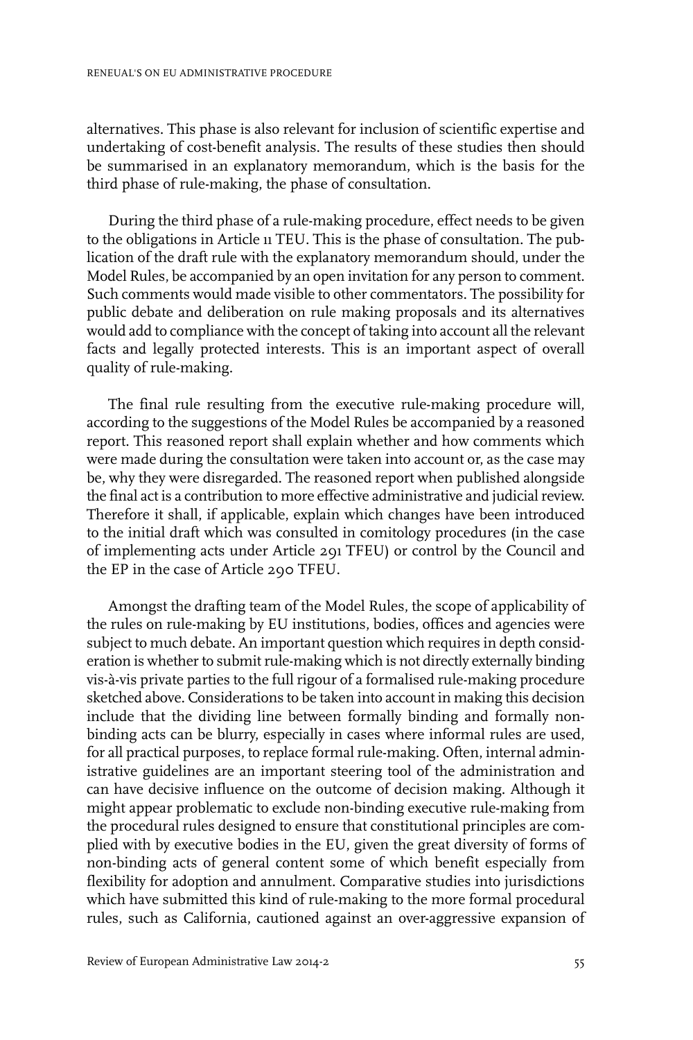alternatives. This phase is also relevant for inclusion of scientific expertise and undertaking of cost-benefit analysis. The results of these studies then should be summarised in an explanatory memorandum, which is the basis for the third phase of rule-making, the phase of consultation.

During the third phase of a rule-making procedure, effect needs to be given to the obligations in Article 11 TEU. This is the phase of consultation. The publication of the draft rule with the explanatory memorandum should, under the Model Rules, be accompanied by an open invitation for any person to comment. Such comments would made visible to other commentators. The possibility for public debate and deliberation on rule making proposals and its alternatives would add to compliance with the concept of taking into account all the relevant facts and legally protected interests. This is an important aspect of overall quality of rule-making.

The final rule resulting from the executive rule-making procedure will, according to the suggestions of the Model Rules be accompanied by a reasoned report. This reasoned report shall explain whether and how comments which were made during the consultation were taken into account or, as the case may be, why they were disregarded. The reasoned report when published alongside the final act is a contribution to more effective administrative and judicial review. Therefore it shall, if applicable, explain which changes have been introduced to the initial draft which was consulted in comitology procedures (in the case of implementing acts under Article 291 TFEU) or control by the Council and the EP in the case of Article 290 TFEU.

Amongst the drafting team of the Model Rules, the scope of applicability of the rules on rule-making by EU institutions, bodies, offices and agencies were subject to much debate. An important question which requires in depth consideration is whether to submit rule-making which is not directly externally binding vis-à-vis private parties to the full rigour of a formalised rule-making procedure sketched above. Considerations to be taken into account in making this decision include that the dividing line between formally binding and formally non-binding acts can be blurry, especially in cases where informal rules are used, for all practical purposes, to replace formal rule-making. Often, internal administrative guidelines are an important steering tool of the administration and can have decisive influence on the outcome of decision making. Although it might appear problematic to exclude non-binding executive rule-making from the procedural rules designed to ensure that constitutional principles are complied with by executive bodies in the EU, given the great diversity of forms of non-binding acts of general content some of which benefit especially from flexibility for adoption and annulment. Comparative studies into jurisdictions which have submitted this kind of rule-making to the more formal procedural rules, such as California, cautioned against an over-aggressive expansion of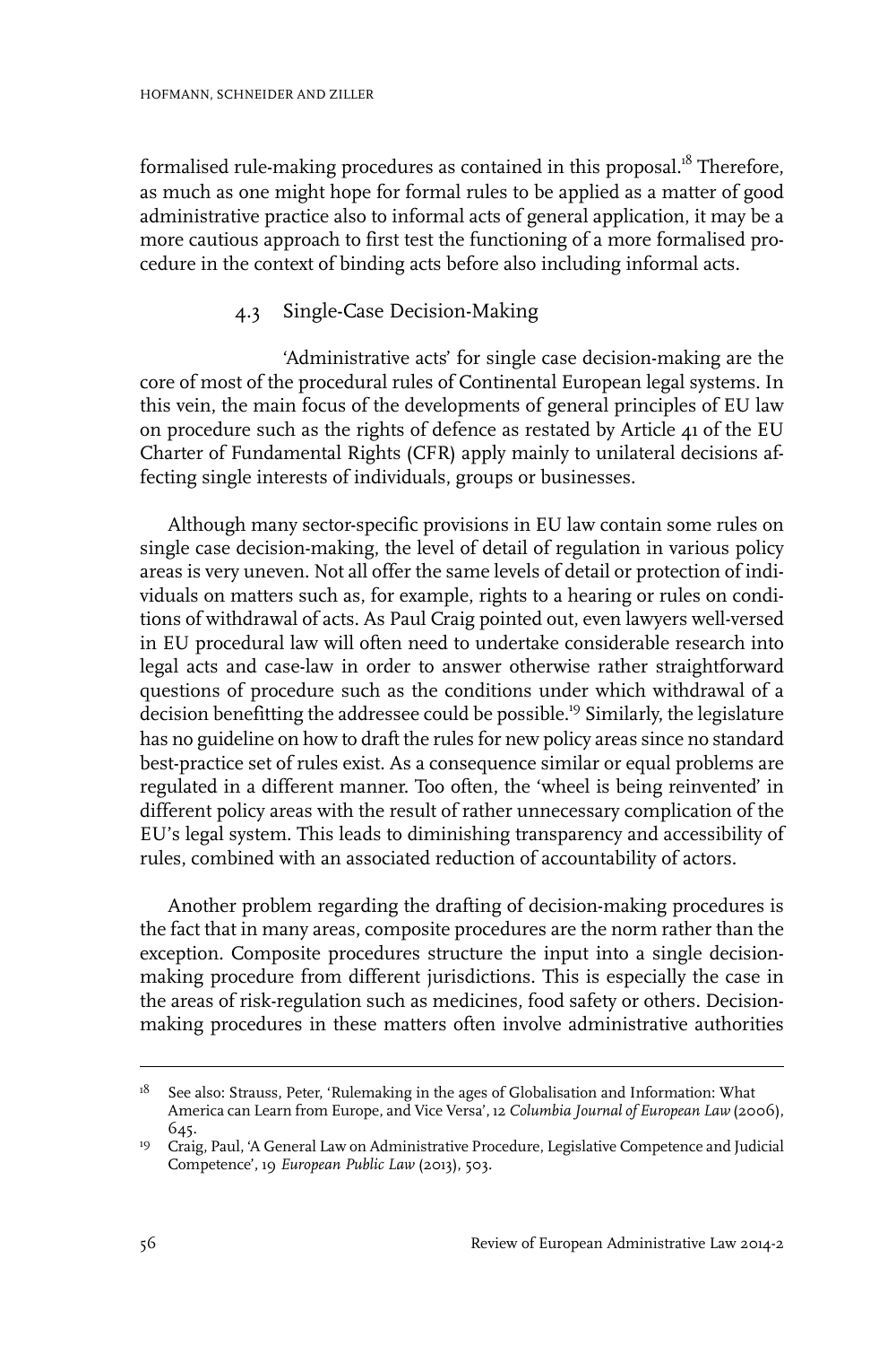formalised rule-making procedures as contained in this proposal.[18] Therefore, as much as one might hope for formal rules to be applied as a matter of good administrative practice also to informal acts of general application, it may be a more cautious approach to first test the functioning of a more formalised procedure in the context of binding acts before also including informal acts.

### 4.3 Single-Case Decision-Making

'Administrative acts' for single case decision-making are the core of most of the procedural rules of Continental European legal systems. In this vein, the main focus of the developments of general principles of EU law on procedure such as the rights of defence as restated by Article 41 of the EU Charter of Fundamental Rights (CFR) apply mainly to unilateral decisions affecting single interests of individuals, groups or businesses.

Although many sector-specific provisions in EU law contain some rules on single case decision-making, the level of detail of regulation in various policy areas is very uneven. Not all offer the same levels of detail or protection of individuals on matters such as, for example, rights to a hearing or rules on conditions of withdrawal of acts. As Paul Craig pointed out, even lawyers well-versed in EU procedural law will often need to undertake considerable research into legal acts and case-law in order to answer otherwise rather straightforward questions of procedure such as the conditions under which withdrawal of a decision benefitting the addressee could be possible.[19] Similarly, the legislature has no guideline on how to draft the rules for new policy areas since no standard best-practice set of rules exist. As a consequence similar or equal problems are regulated in a different manner. Too often, the 'wheel is being reinvented' in different policy areas with the result of rather unnecessary complication of the EU's legal system. This leads to diminishing transparency and accessibility of rules, combined with an associated reduction of accountability of actors.

Another problem regarding the drafting of decision-making procedures is the fact that in many areas, composite procedures are the norm rather than the exception. Composite procedures structure the input into a single decision-making procedure from different jurisdictions. This is especially the case in the areas of risk-regulation such as medicines, food safety or others. Decision-making procedures in these matters often involve administrative authorities

---

[18] See also: Strauss, Peter, 'Rulemaking in the ages of Globalisation and Information: What America can Learn from Europe, and Vice Versa', 12 *Columbia Journal of European Law* (2006), 645.

[19] Craig, Paul, 'A General Law on Administrative Procedure, Legislative Competence and Judicial Competence', 19 *European Public Law* (2013), 503.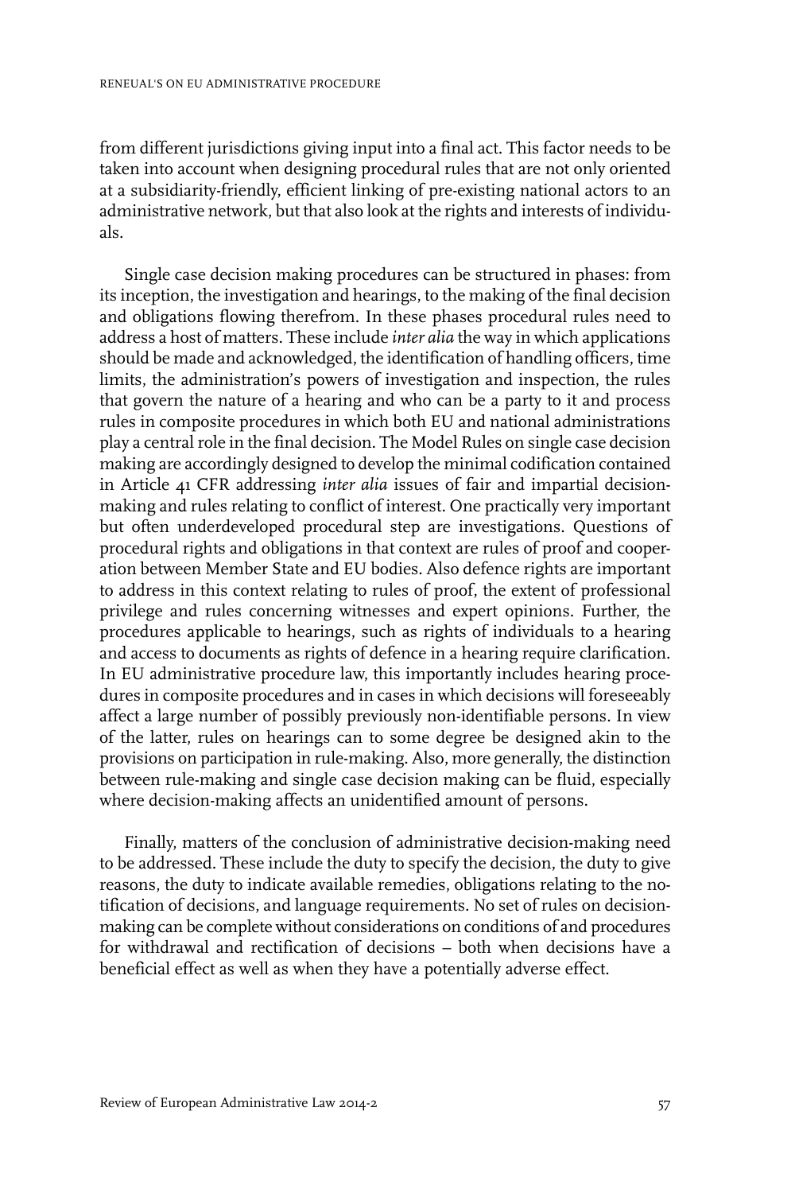from different jurisdictions giving input into a final act. This factor needs to be taken into account when designing procedural rules that are not only oriented at a subsidiarity-friendly, efficient linking of pre-existing national actors to an administrative network, but that also look at the rights and interests of individuals.

Single case decision making procedures can be structured in phases: from its inception, the investigation and hearings, to the making of the final decision and obligations flowing therefrom. In these phases procedural rules need to address a host of matters. These include *inter alia* the way in which applications should be made and acknowledged, the identification of handling officers, time limits, the administration's powers of investigation and inspection, the rules that govern the nature of a hearing and who can be a party to it and process rules in composite procedures in which both EU and national administrations play a central role in the final decision. The Model Rules on single case decision making are accordingly designed to develop the minimal codification contained in Article 41 CFR addressing *inter alia* issues of fair and impartial decision-making and rules relating to conflict of interest. One practically very important but often underdeveloped procedural step are investigations. Questions of procedural rights and obligations in that context are rules of proof and cooperation between Member State and EU bodies. Also defence rights are important to address in this context relating to rules of proof, the extent of professional privilege and rules concerning witnesses and expert opinions. Further, the procedures applicable to hearings, such as rights of individuals to a hearing and access to documents as rights of defence in a hearing require clarification. In EU administrative procedure law, this importantly includes hearing procedures in composite procedures and in cases in which decisions will foreseeably affect a large number of possibly previously non-identifiable persons. In view of the latter, rules on hearings can to some degree be designed akin to the provisions on participation in rule-making. Also, more generally, the distinction between rule-making and single case decision making can be fluid, especially where decision-making affects an unidentified amount of persons.

Finally, matters of the conclusion of administrative decision-making need to be addressed. These include the duty to specify the decision, the duty to give reasons, the duty to indicate available remedies, obligations relating to the notification of decisions, and language requirements. No set of rules on decision-making can be complete without considerations on conditions of and procedures for withdrawal and rectification of decisions – both when decisions have a beneficial effect as well as when they have a potentially adverse effect.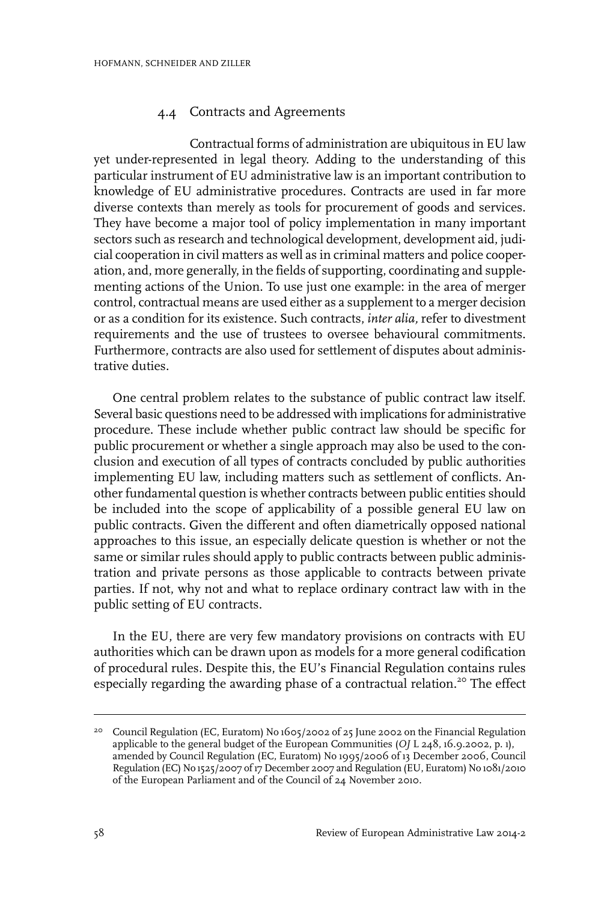### 4.4 Contracts and Agreements

Contractual forms of administration are ubiquitous in EU law yet under-represented in legal theory. Adding to the understanding of this particular instrument of EU administrative law is an important contribution to knowledge of EU administrative procedures. Contracts are used in far more diverse contexts than merely as tools for procurement of goods and services. They have become a major tool of policy implementation in many important sectors such as research and technological development, development aid, judicial cooperation in civil matters as well as in criminal matters and police cooperation, and, more generally, in the fields of supporting, coordinating and supplementing actions of the Union. To use just one example: in the area of merger control, contractual means are used either as a supplement to a merger decision or as a condition for its existence. Such contracts, *inter alia,* refer to divestment requirements and the use of trustees to oversee behavioural commitments. Furthermore, contracts are also used for settlement of disputes about administrative duties.

One central problem relates to the substance of public contract law itself. Several basic questions need to be addressed with implications for administrative procedure. These include whether public contract law should be specific for public procurement or whether a single approach may also be used to the conclusion and execution of all types of contracts concluded by public authorities implementing EU law, including matters such as settlement of conflicts. Another fundamental question is whether contracts between public entities should be included into the scope of applicability of a possible general EU law on public contracts. Given the different and often diametrically opposed national approaches to this issue, an especially delicate question is whether or not the same or similar rules should apply to public contracts between public administration and private persons as those applicable to contracts between private parties. If not, why not and what to replace ordinary contract law with in the public setting of EU contracts.

In the EU, there are very few mandatory provisions on contracts with EU authorities which can be drawn upon as models for a more general codification of procedural rules. Despite this, the EU's Financial Regulation contains rules especially regarding the awarding phase of a contractual relation.[20] The effect

[20] Council Regulation (EC, Euratom) No 1605/2002 of 25 June 2002 on the Financial Regulation applicable to the general budget of the European Communities (*OJ* L 248, 16.9.2002, p. 1), amended by Council Regulation (EC, Euratom) No 1995/2006 of 13 December 2006, Council Regulation (EC) No 1525/2007 of 17 December 2007 and Regulation (EU, Euratom) No 1081/2010 of the European Parliament and of the Council of 24 November 2010.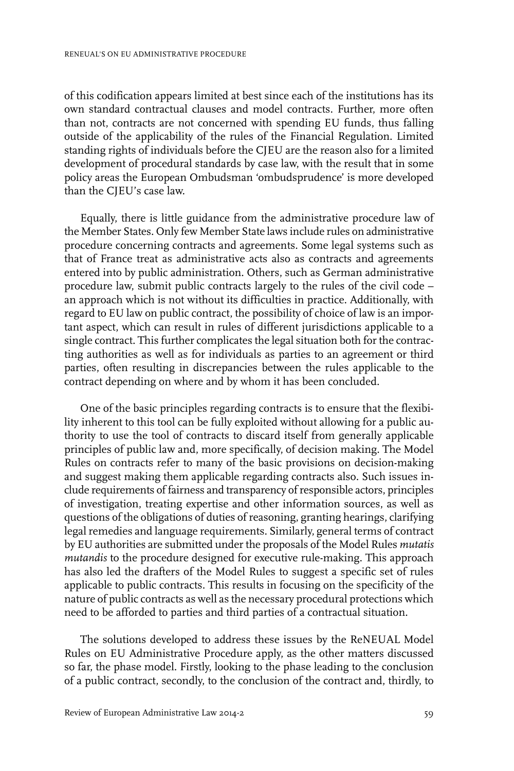of this codification appears limited at best since each of the institutions has its own standard contractual clauses and model contracts. Further, more often than not, contracts are not concerned with spending EU funds, thus falling outside of the applicability of the rules of the Financial Regulation. Limited standing rights of individuals before the CJEU are the reason also for a limited development of procedural standards by case law, with the result that in some policy areas the European Ombudsman 'ombudsprudence' is more developed than the CJEU's case law.

Equally, there is little guidance from the administrative procedure law of the Member States. Only few Member State laws include rules on administrative procedure concerning contracts and agreements. Some legal systems such as that of France treat as administrative acts also as contracts and agreements entered into by public administration. Others, such as German administrative procedure law, submit public contracts largely to the rules of the civil code – an approach which is not without its difficulties in practice. Additionally, with regard to EU law on public contract, the possibility of choice of law is an important aspect, which can result in rules of different jurisdictions applicable to a single contract. This further complicates the legal situation both for the contracting authorities as well as for individuals as parties to an agreement or third parties, often resulting in discrepancies between the rules applicable to the contract depending on where and by whom it has been concluded.

One of the basic principles regarding contracts is to ensure that the flexibility inherent to this tool can be fully exploited without allowing for a public authority to use the tool of contracts to discard itself from generally applicable principles of public law and, more specifically, of decision making. The Model Rules on contracts refer to many of the basic provisions on decision-making and suggest making them applicable regarding contracts also. Such issues include requirements of fairness and transparency of responsible actors, principles of investigation, treating expertise and other information sources, as well as questions of the obligations of duties of reasoning, granting hearings, clarifying legal remedies and language requirements. Similarly, general terms of contract by EU authorities are submitted under the proposals of the Model Rules *mutatis mutandis* to the procedure designed for executive rule-making. This approach has also led the drafters of the Model Rules to suggest a specific set of rules applicable to public contracts. This results in focusing on the specificity of the nature of public contracts as well as the necessary procedural protections which need to be afforded to parties and third parties of a contractual situation.

The solutions developed to address these issues by the ReNEUAL Model Rules on EU Administrative Procedure apply, as the other matters discussed so far, the phase model. Firstly, looking to the phase leading to the conclusion of a public contract, secondly, to the conclusion of the contract and, thirdly, to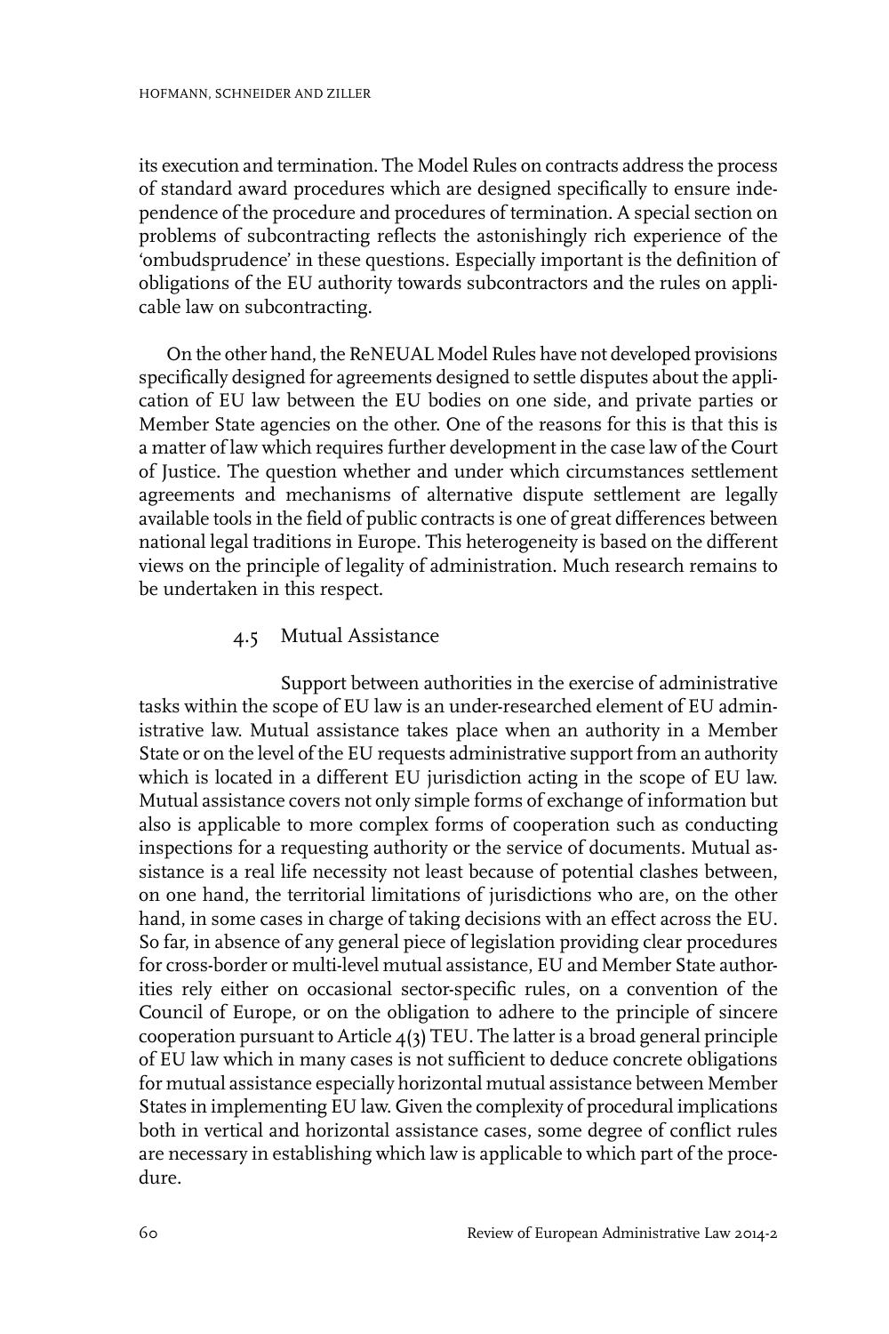its execution and termination. The Model Rules on contracts address the process of standard award procedures which are designed specifically to ensure independence of the procedure and procedures of termination. A special section on problems of subcontracting reflects the astonishingly rich experience of the 'ombudsprudence' in these questions. Especially important is the definition of obligations of the EU authority towards subcontractors and the rules on applicable law on subcontracting.

On the other hand, the ReNEUAL Model Rules have not developed provisions specifically designed for agreements designed to settle disputes about the application of EU law between the EU bodies on one side, and private parties or Member State agencies on the other. One of the reasons for this is that this is a matter of law which requires further development in the case law of the Court of Justice. The question whether and under which circumstances settlement agreements and mechanisms of alternative dispute settlement are legally available tools in the field of public contracts is one of great differences between national legal traditions in Europe. This heterogeneity is based on the different views on the principle of legality of administration. Much research remains to be undertaken in this respect.

### 4.5 Mutual Assistance

Support between authorities in the exercise of administrative tasks within the scope of EU law is an under-researched element of EU administrative law. Mutual assistance takes place when an authority in a Member State or on the level of the EU requests administrative support from an authority which is located in a different EU jurisdiction acting in the scope of EU law. Mutual assistance covers not only simple forms of exchange of information but also is applicable to more complex forms of cooperation such as conducting inspections for a requesting authority or the service of documents. Mutual assistance is a real life necessity not least because of potential clashes between, on one hand, the territorial limitations of jurisdictions who are, on the other hand, in some cases in charge of taking decisions with an effect across the EU. So far, in absence of any general piece of legislation providing clear procedures for cross-border or multi-level mutual assistance, EU and Member State authorities rely either on occasional sector-specific rules, on a convention of the Council of Europe, or on the obligation to adhere to the principle of sincere cooperation pursuant to Article 4(3) TEU. The latter is a broad general principle of EU law which in many cases is not sufficient to deduce concrete obligations for mutual assistance especially horizontal mutual assistance between Member States in implementing EU law. Given the complexity of procedural implications both in vertical and horizontal assistance cases, some degree of conflict rules are necessary in establishing which law is applicable to which part of the procedure.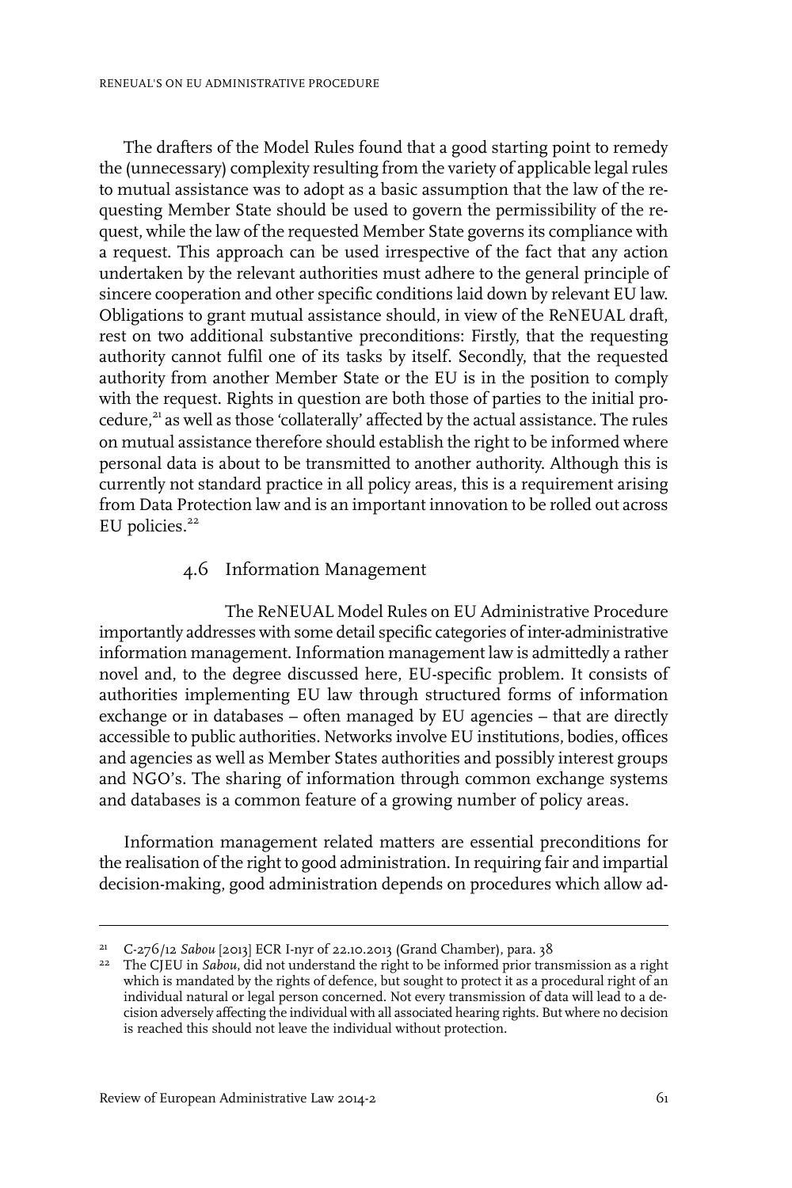The drafters of the Model Rules found that a good starting point to remedy the (unnecessary) complexity resulting from the variety of applicable legal rules to mutual assistance was to adopt as a basic assumption that the law of the requesting Member State should be used to govern the permissibility of the request, while the law of the requested Member State governs its compliance with a request. This approach can be used irrespective of the fact that any action undertaken by the relevant authorities must adhere to the general principle of sincere cooperation and other specific conditions laid down by relevant EU law. Obligations to grant mutual assistance should, in view of the ReNEUAL draft, rest on two additional substantive preconditions: Firstly, that the requesting authority cannot fulfil one of its tasks by itself. Secondly, that the requested authority from another Member State or the EU is in the position to comply with the request. Rights in question are both those of parties to the initial procedure,[21] as well as those 'collaterally' affected by the actual assistance. The rules on mutual assistance therefore should establish the right to be informed where personal data is about to be transmitted to another authority. Although this is currently not standard practice in all policy areas, this is a requirement arising from Data Protection law and is an important innovation to be rolled out across EU policies.[22]

### 4.6 Information Management

The ReNEUAL Model Rules on EU Administrative Procedure importantly addresses with some detail specific categories of inter-administrative information management. Information management law is admittedly a rather novel and, to the degree discussed here, EU-specific problem. It consists of authorities implementing EU law through structured forms of information exchange or in databases – often managed by EU agencies – that are directly accessible to public authorities. Networks involve EU institutions, bodies, offices and agencies as well as Member States authorities and possibly interest groups and NGO's. The sharing of information through common exchange systems and databases is a common feature of a growing number of policy areas.

Information management related matters are essential preconditions for the realisation of the right to good administration. In requiring fair and impartial decision-making, good administration depends on procedures which allow ad-

---

[21] C-276/12 *Sabou* [2013] ECR I-nyr of 22.10.2013 (Grand Chamber), para. 38

[22] The CJEU in *Sabou*, did not understand the right to be informed prior transmission as a right which is mandated by the rights of defence, but sought to protect it as a procedural right of an individual natural or legal person concerned. Not every transmission of data will lead to a decision adversely affecting the individual with all associated hearing rights. But where no decision is reached this should not leave the individual without protection.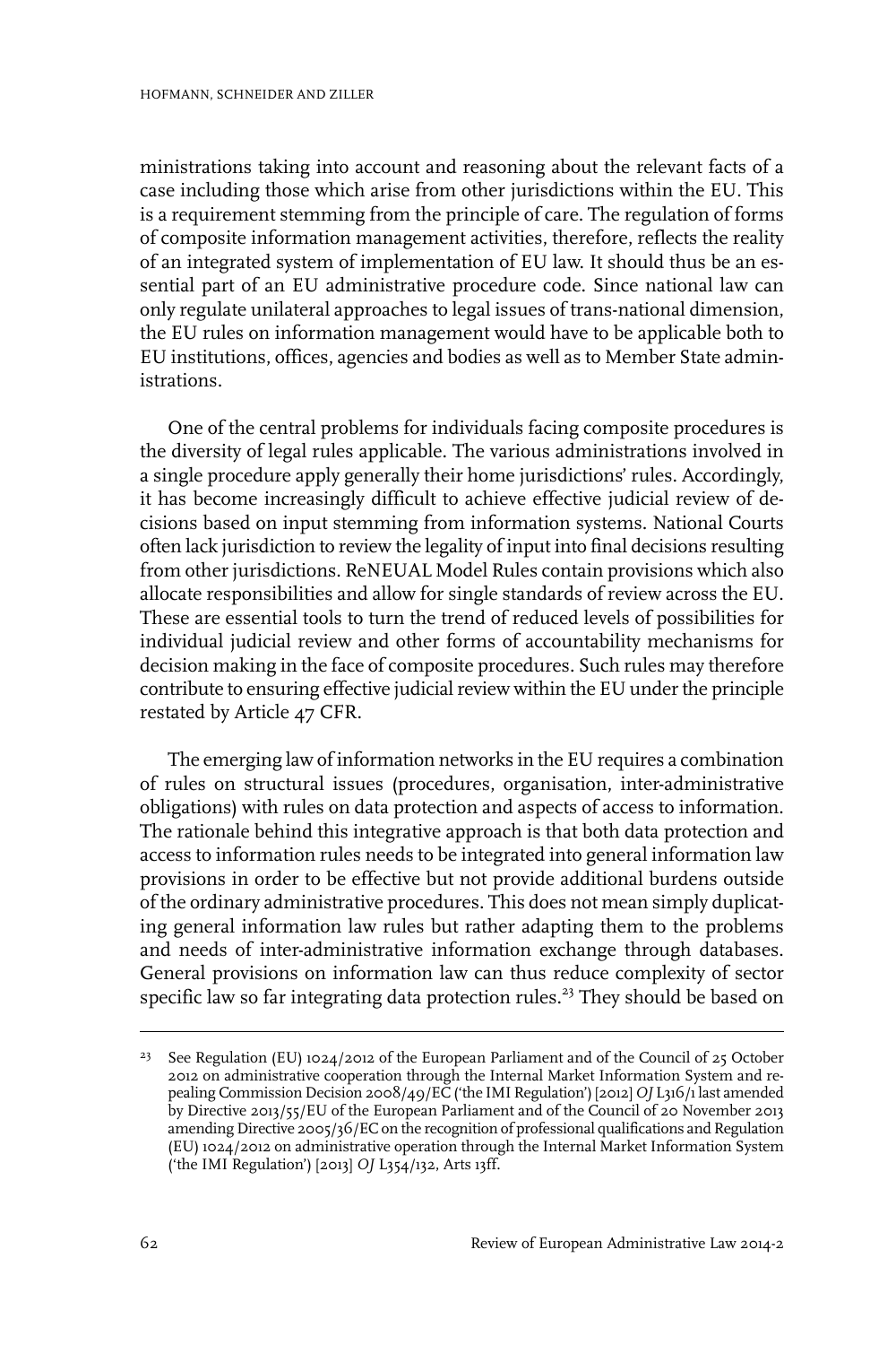ministrations taking into account and reasoning about the relevant facts of a case including those which arise from other jurisdictions within the EU. This is a requirement stemming from the principle of care. The regulation of forms of composite information management activities, therefore, reflects the reality of an integrated system of implementation of EU law. It should thus be an essential part of an EU administrative procedure code. Since national law can only regulate unilateral approaches to legal issues of trans-national dimension, the EU rules on information management would have to be applicable both to EU institutions, offices, agencies and bodies as well as to Member State administrations.

One of the central problems for individuals facing composite procedures is the diversity of legal rules applicable. The various administrations involved in a single procedure apply generally their home jurisdictions' rules. Accordingly, it has become increasingly difficult to achieve effective judicial review of decisions based on input stemming from information systems. National Courts often lack jurisdiction to review the legality of input into final decisions resulting from other jurisdictions. ReNEUAL Model Rules contain provisions which also allocate responsibilities and allow for single standards of review across the EU. These are essential tools to turn the trend of reduced levels of possibilities for individual judicial review and other forms of accountability mechanisms for decision making in the face of composite procedures. Such rules may therefore contribute to ensuring effective judicial review within the EU under the principle restated by Article 47 CFR.

The emerging law of information networks in the EU requires a combination of rules on structural issues (procedures, organisation, inter-administrative obligations) with rules on data protection and aspects of access to information. The rationale behind this integrative approach is that both data protection and access to information rules needs to be integrated into general information law provisions in order to be effective but not provide additional burdens outside of the ordinary administrative procedures. This does not mean simply duplicating general information law rules but rather adapting them to the problems and needs of inter-administrative information exchange through databases. General provisions on information law can thus reduce complexity of sector specific law so far integrating data protection rules.[23] They should be based on

[23] See Regulation (EU) 1024/2012 of the European Parliament and of the Council of 25 October 2012 on administrative cooperation through the Internal Market Information System and repealing Commission Decision 2008/49/EC ('the IMI Regulation') [2012] *OJ* L316/1 last amended by Directive 2013/55/EU of the European Parliament and of the Council of 20 November 2013 amending Directive 2005/36/EC on the recognition of professional qualifications and Regulation (EU) 1024/2012 on administrative operation through the Internal Market Information System ('the IMI Regulation') [2013] *OJ* L354/132, Arts 13ff.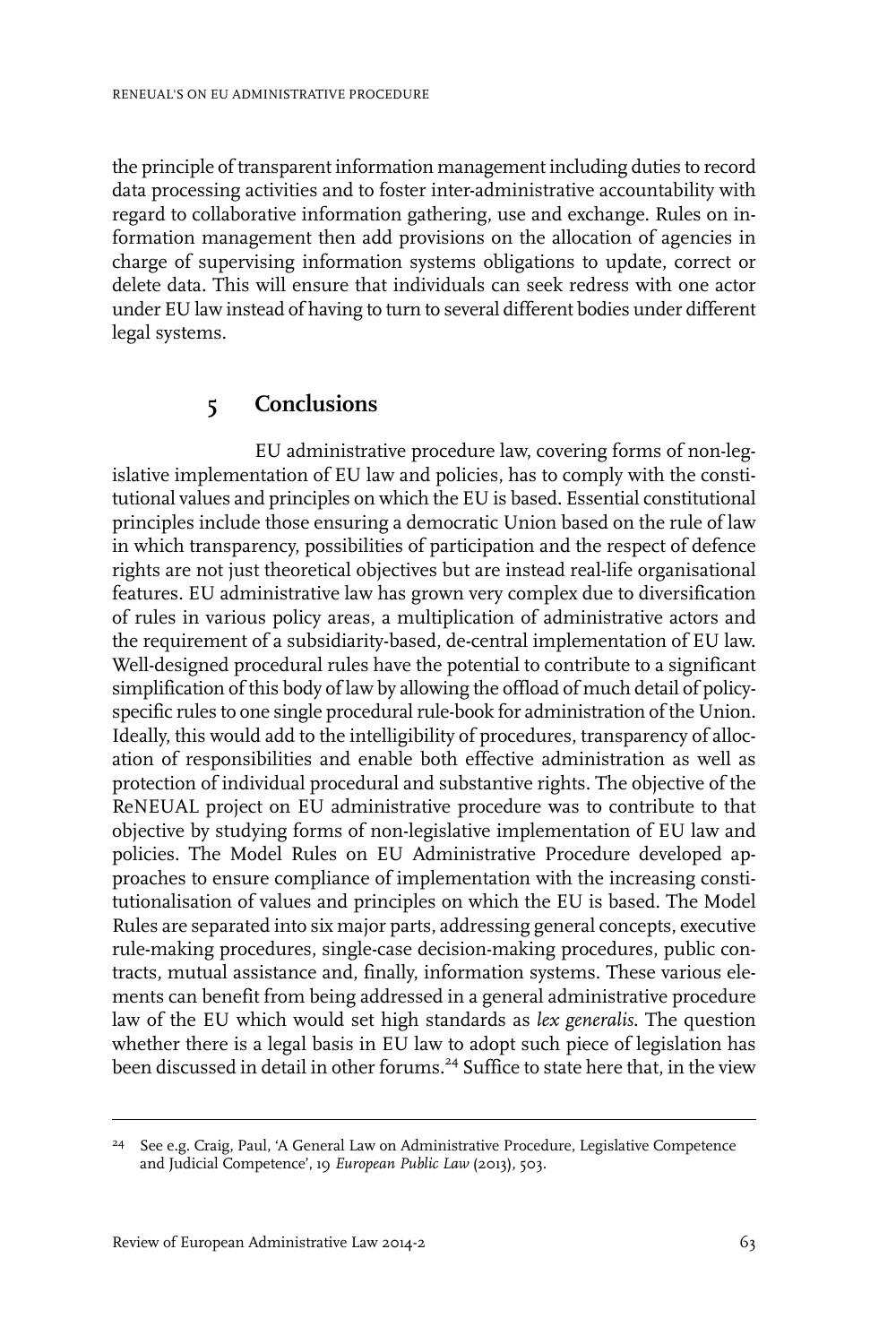the principle of transparent information management including duties to record data processing activities and to foster inter-administrative accountability with regard to collaborative information gathering, use and exchange. Rules on information management then add provisions on the allocation of agencies in charge of supervising information systems obligations to update, correct or delete data. This will ensure that individuals can seek redress with one actor under EU law instead of having to turn to several different bodies under different legal systems.

## 5 Conclusions

EU administrative procedure law, covering forms of non-legislative implementation of EU law and policies, has to comply with the constitutional values and principles on which the EU is based. Essential constitutional principles include those ensuring a democratic Union based on the rule of law in which transparency, possibilities of participation and the respect of defence rights are not just theoretical objectives but are instead real-life organisational features. EU administrative law has grown very complex due to diversification of rules in various policy areas, a multiplication of administrative actors and the requirement of a subsidiarity-based, de-central implementation of EU law. Well-designed procedural rules have the potential to contribute to a significant simplification of this body of law by allowing the offload of much detail of policy-specific rules to one single procedural rule-book for administration of the Union. Ideally, this would add to the intelligibility of procedures, transparency of allocation of responsibilities and enable both effective administration as well as protection of individual procedural and substantive rights. The objective of the ReNEUAL project on EU administrative procedure was to contribute to that objective by studying forms of non-legislative implementation of EU law and policies. The Model Rules on EU Administrative Procedure developed approaches to ensure compliance of implementation with the increasing constitutionalisation of values and principles on which the EU is based. The Model Rules are separated into six major parts, addressing general concepts, executive rule-making procedures, single-case decision-making procedures, public contracts, mutual assistance and, finally, information systems. These various elements can benefit from being addressed in a general administrative procedure law of the EU which would set high standards as *lex generalis*. The question whether there is a legal basis in EU law to adopt such piece of legislation has been discussed in detail in other forums.[24] Suffice to state here that, in the view

---

[24] See e.g. Craig, Paul, 'A General Law on Administrative Procedure, Legislative Competence and Judicial Competence', 19 *European Public Law* (2013), 503.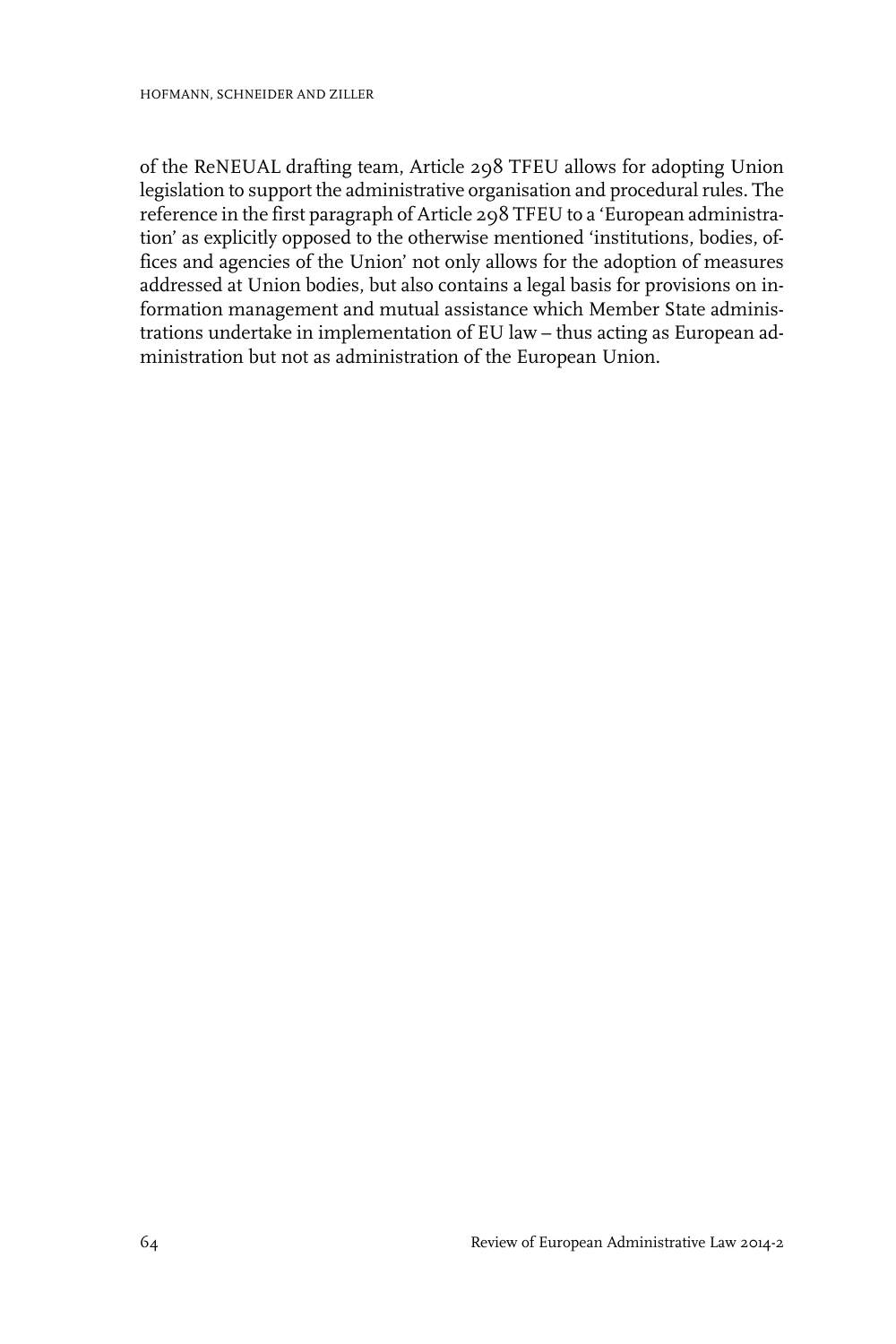of the ReNEUAL drafting team, Article 298 TFEU allows for adopting Union legislation to support the administrative organisation and procedural rules. The reference in the first paragraph of Article 298 TFEU to a 'European administration' as explicitly opposed to the otherwise mentioned 'institutions, bodies, offices and agencies of the Union' not only allows for the adoption of measures addressed at Union bodies, but also contains a legal basis for provisions on information management and mutual assistance which Member State administrations undertake in implementation of EU law – thus acting as European administration but not as administration of the European Union.